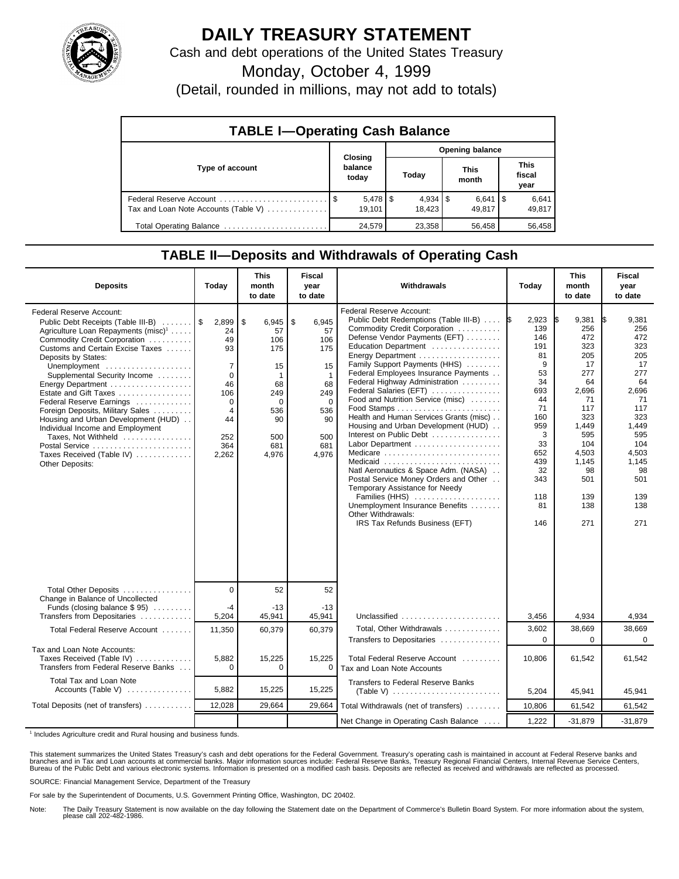# DAILY TREASURY STATEMENT

Cash and debt operations of the United States Treasury

Monday, October 4, 1999

(Detail, rounded in millions, may not add to totals)

## TABLE I—Operating Cash Balance

| Type of account | Closing balance today | Opening balance Today | Opening balance This month | Opening balance This fiscal year |
|---|---|---|---|---|
| Federal Reserve Account | $ 5,478 | $ 4,934 | $ 6,641 | $ 6,641 |
| Tax and Loan Note Accounts (Table V) | 19,101 | 18,423 | 49,817 | 49,817 |
| Total Operating Balance | 24,579 | 23,358 | 56,458 | 56,458 |

## TABLE II—Deposits and Withdrawals of Operating Cash

| Deposits | Today | This month to date | Fiscal year to date |
|---|---|---|---|
| Federal Reserve Account: | | | |
| Public Debt Receipts (Table III-B) | $ 2,899 | $ 6,945 | $ 6,945 |
| Agriculture Loan Repayments (misc)[1] | 24 | 57 | 57 |
| Commodity Credit Corporation | 49 | 106 | 106 |
| Customs and Certain Excise Taxes | 93 | 175 | 175 |
| Deposits by States: | | | |
| Unemployment | 7 | 15 | 15 |
| Supplemental Security Income | 0 | 1 | 1 |
| Energy Department | 46 | 68 | 68 |
| Estate and Gift Taxes | 106 | 249 | 249 |
| Federal Reserve Earnings | 0 | 0 | 0 |
| Foreign Deposits, Military Sales | 4 | 536 | 536 |
| Housing and Urban Development (HUD) | 44 | 90 | 90 |
| Individual Income and Employment Taxes, Not Withheld | 252 | 500 | 500 |
| Postal Service | 364 | 681 | 681 |
| Taxes Received (Table IV) | 2,262 | 4,976 | 4,976 |
| Other Deposits: | | | |
| Total Other Deposits | 0 | 52 | 52 |
| Change in Balance of Uncollected Funds (closing balance $ 95) | -4 | -13 | -13 |
| Transfers from Depositaries | 5,204 | 45,941 | 45,941 |
| Total Federal Reserve Account | 11,350 | 60,379 | 60,379 |
| Tax and Loan Note Accounts: | | | |
| Taxes Received (Table IV) | 5,882 | 15,225 | 15,225 |
| Transfers from Federal Reserve Banks | 0 | 0 | 0 |
| Total Tax and Loan Note Accounts (Table V) | 5,882 | 15,225 | 15,225 |
| Total Deposits (net of transfers) | 12,028 | 29,664 | 29,664 |

| Withdrawals | Today | This month to date | Fiscal year to date |
|---|---|---|---|
| Federal Reserve Account: | | | |
| Public Debt Redemptions (Table III-B) | $ 2,923 | $ 9,381 | $ 9,381 |
| Commodity Credit Corporation | 139 | 256 | 256 |
| Defense Vendor Payments (EFT) | 146 | 472 | 472 |
| Education Department | 191 | 323 | 323 |
| Energy Department | 81 | 205 | 205 |
| Family Support Payments (HHS) | 9 | 17 | 17 |
| Federal Employees Insurance Payments | 53 | 277 | 277 |
| Federal Highway Administration | 34 | 64 | 64 |
| Federal Salaries (EFT) | 693 | 2,696 | 2,696 |
| Food and Nutrition Service (misc) | 44 | 71 | 71 |
| Food Stamps | 71 | 117 | 117 |
| Health and Human Services Grants (misc) | 160 | 323 | 323 |
| Housing and Urban Development (HUD) | 959 | 1,449 | 1,449 |
| Interest on Public Debt | 3 | 595 | 595 |
| Labor Department | 33 | 104 | 104 |
| Medicare | 652 | 4,503 | 4,503 |
| Medicaid | 439 | 1,145 | 1,145 |
| Natl Aeronautics & Space Adm. (NASA) | 32 | 98 | 98 |
| Postal Service Money Orders and Other | 343 | 501 | 501 |
| Temporary Assistance for Needy Families (HHS) | 118 | 139 | 139 |
| Unemployment Insurance Benefits | 81 | 138 | 138 |
| Other Withdrawals: | | | |
| IRS Tax Refunds Business (EFT) | 146 | 271 | 271 |
| Unclassified | 3,456 | 4,934 | 4,934 |
| Total, Other Withdrawals | 3,602 | 38,669 | 38,669 |
| Transfers to Depositaries | 0 | 0 | 0 |
| Total Federal Reserve Account | 10,806 | 61,542 | 61,542 |
| Tax and Loan Note Accounts | | | |
| Transfers to Federal Reserve Banks (Table V) | 5,204 | 45,941 | 45,941 |
| Total Withdrawals (net of transfers) | 10,806 | 61,542 | 61,542 |
| Net Change in Operating Cash Balance | 1,222 | -31,879 | -31,879 |

[1] Includes Agriculture credit and Rural housing and business funds.

This statement summarizes the United States Treasury's cash and debt operations for the Federal Government. Treasury's operating cash is maintained in account at Federal Reserve banks and branches and in Tax and Loan accounts at commercial banks. Major information sources include: Federal Reserve Banks, Treasury Regional Financial Centers, Internal Revenue Service Centers, Bureau of the Public Debt and various electronic systems. Information is presented on a modified cash basis. Deposits are reflected as received and withdrawals are reflected as processed.

SOURCE: Financial Management Service, Department of the Treasury

For sale by the Superintendent of Documents, U.S. Government Printing Office, Washington, DC 20402.

Note: The Daily Treasury Statement is now available on the day following the Statement date on the Department of Commerce's Bulletin Board System. For more information about the system, please call 202-482-1986.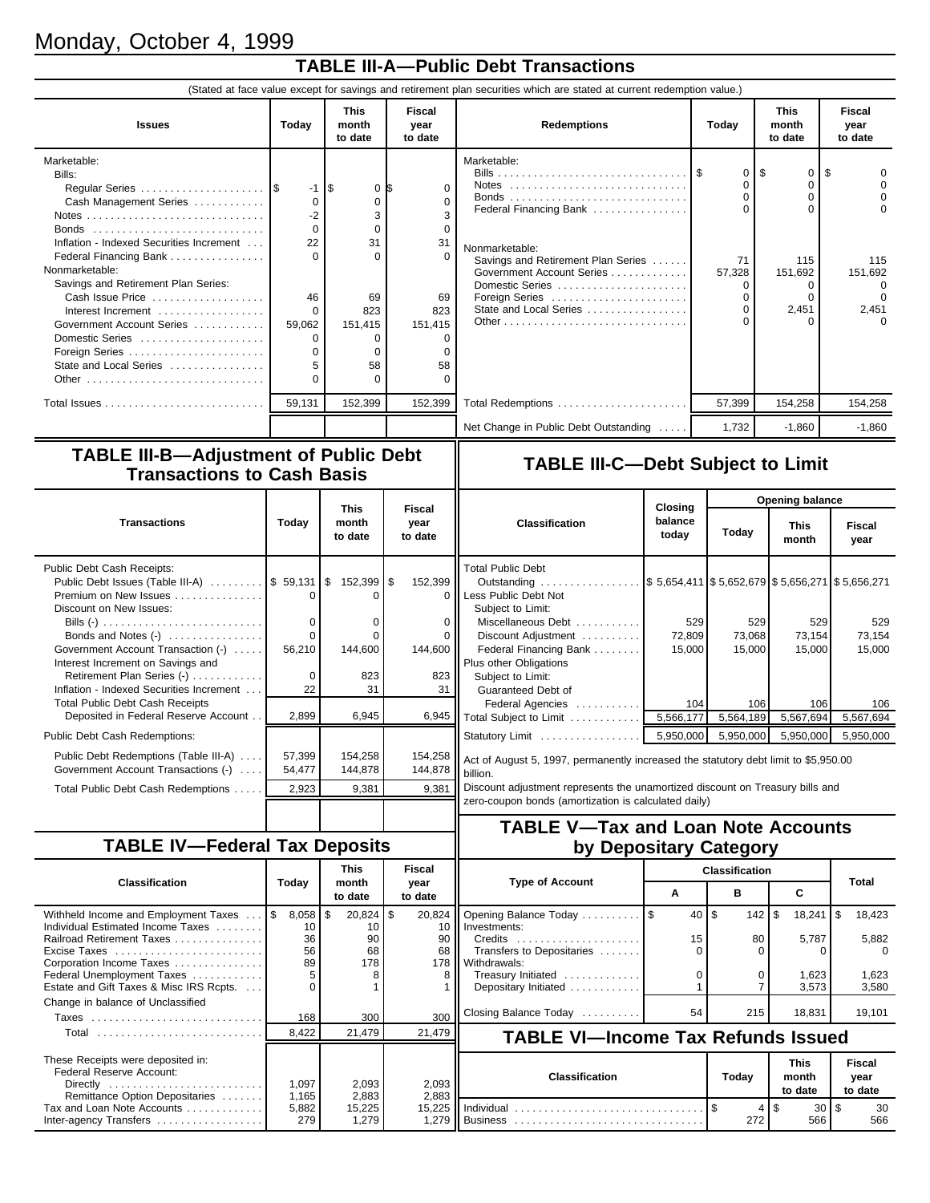Monday, October 4, 1999

## TABLE III-A—Public Debt Transactions

(Stated at face value except for savings and retirement plan securities which are stated at current redemption value.)

| Issues | Today | This month to date | Fiscal year to date |
|---|---|---|---|
| Marketable: | | | |
| Bills: | | | |
| Regular Series | $ -1 | $ 0 | $ 0 |
| Cash Management Series | 0 | 0 | 0 |
| Notes | -2 | 3 | 3 |
| Bonds | 0 | 0 | 0 |
| Inflation - Indexed Securities Increment | 22 | 31 | 31 |
| Federal Financing Bank | 0 | 0 | 0 |
| Nonmarketable: | | | |
| Savings and Retirement Plan Series: | | | |
| Cash Issue Price | 46 | 69 | 69 |
| Interest Increment | 0 | 823 | 823 |
| Government Account Series | 59,062 | 151,415 | 151,415 |
| Domestic Series | 0 | 0 | 0 |
| Foreign Series | 0 | 0 | 0 |
| State and Local Series | 5 | 58 | 58 |
| Other | 0 | 0 | 0 |
| Total Issues | 59,131 | 152,399 | 152,399 |

| Redemptions | Today | This month to date | Fiscal year to date |
|---|---|---|---|
| Marketable: | | | |
| Bills | $ 0 | $ 0 | $ 0 |
| Notes | 0 | 0 | 0 |
| Bonds | 0 | 0 | 0 |
| Federal Financing Bank | 0 | 0 | 0 |
| Nonmarketable: | | | |
| Savings and Retirement Plan Series | 71 | 115 | 115 |
| Government Account Series | 57,328 | 151,692 | 151,692 |
| Domestic Series | 0 | 0 | 0 |
| Foreign Series | 0 | 0 | 0 |
| State and Local Series | 0 | 2,451 | 2,451 |
| Other | 0 | 0 | 0 |
| Total Redemptions | 57,399 | 154,258 | 154,258 |
| Net Change in Public Debt Outstanding | 1,732 | -1,860 | -1,860 |

## TABLE III-B—Adjustment of Public Debt Transactions to Cash Basis

| Transactions | Today | This month to date | Fiscal year to date |
|---|---|---|---|
| Public Debt Cash Receipts: | | | |
| Public Debt Issues (Table III-A) | $ 59,131 | $ 152,399 | $ 152,399 |
| Premium on New Issues | 0 | 0 | 0 |
| Discount on New Issues: | | | |
| Bills (-) | 0 | 0 | 0 |
| Bonds and Notes (-) | 0 | 0 | 0 |
| Government Account Transaction (-) | 56,210 | 144,600 | 144,600 |
| Interest Increment on Savings and Retirement Plan Series (-) | 0 | 823 | 823 |
| Inflation - Indexed Securities Increment | 22 | 31 | 31 |
| Total Public Debt Cash Receipts Deposited in Federal Reserve Account | 2,899 | 6,945 | 6,945 |
| Public Debt Cash Redemptions: | | | |
| Public Debt Redemptions (Table III-A) | 57,399 | 154,258 | 154,258 |
| Government Account Transactions (-) | 54,477 | 144,878 | 144,878 |
| Total Public Debt Cash Redemptions | 2,923 | 9,381 | 9,381 |

## TABLE III-C—Debt Subject to Limit

| Classification | Closing balance today | Opening balance | | |
|---|---|---|---|---|
| | | Today | This month | Fiscal year |
| Total Public Debt Outstanding | $ 5,654,411 | $ 5,652,679 | $ 5,656,271 | $ 5,656,271 |
| Less Public Debt Not Subject to Limit: | | | | |
| Miscellaneous Debt | 529 | 529 | 529 | 529 |
| Discount Adjustment | 72,809 | 73,068 | 73,154 | 73,154 |
| Federal Financing Bank | 15,000 | 15,000 | 15,000 | 15,000 |
| Plus other Obligations Subject to Limit: | | | | |
| Guaranteed Debt of Federal Agencies | 104 | 106 | 106 | 106 |
| Total Subject to Limit | 5,566,177 | 5,564,189 | 5,567,694 | 5,567,694 |
| Statutory Limit | 5,950,000 | 5,950,000 | 5,950,000 | 5,950,000 |

Act of August 5, 1997, permanently increased the statutory debt limit to $5,950.00 billion.

Discount adjustment represents the unamortized discount on Treasury bills and zero-coupon bonds (amortization is calculated daily)

## TABLE IV—Federal Tax Deposits

| Classification | Today | This month to date | Fiscal year to date |
|---|---|---|---|
| Withheld Income and Employment Taxes | $ 8,058 | $ 20,824 | $ 20,824 |
| Individual Estimated Income Taxes | 10 | 10 | 10 |
| Railroad Retirement Taxes | 36 | 90 | 90 |
| Excise Taxes | 56 | 68 | 68 |
| Corporation Income Taxes | 89 | 178 | 178 |
| Federal Unemployment Taxes | 5 | 8 | 8 |
| Estate and Gift Taxes & Misc IRS Rcpts. | 0 | 1 | 1 |
| Change in balance of Unclassified Taxes | 168 | 300 | 300 |
| Total | 8,422 | 21,479 | 21,479 |
| These Receipts were deposited in: | | | |
| Federal Reserve Account: | | | |
| Directly | 1,097 | 2,093 | 2,093 |
| Remittance Option Depositaries | 1,165 | 2,883 | 2,883 |
| Tax and Loan Note Accounts | 5,882 | 15,225 | 15,225 |
| Inter-agency Transfers | 279 | 1,279 | 1,279 |

## TABLE V—Tax and Loan Note Accounts by Depositary Category

| Type of Account | Classification | | | Total |
|---|---|---|---|---|
| | A | B | C | |
| Opening Balance Today | $ 40 | $ 142 | $ 18,241 | $ 18,423 |
| Investments: | | | | |
| Credits | 15 | 80 | 5,787 | 5,882 |
| Transfers to Depositaries | 0 | 0 | 0 | 0 |
| Withdrawals: | | | | |
| Treasury Initiated | 0 | 0 | 1,623 | 1,623 |
| Depositary Initiated | 1 | 7 | 3,573 | 3,580 |
| Closing Balance Today | 54 | 215 | 18,831 | 19,101 |

## TABLE VI—Income Tax Refunds Issued

| Classification | Today | This month to date | Fiscal year to date |
|---|---|---|---|
| Individual | $ 4 | $ 30 | $ 30 |
| Business | 272 | 566 | 566 |